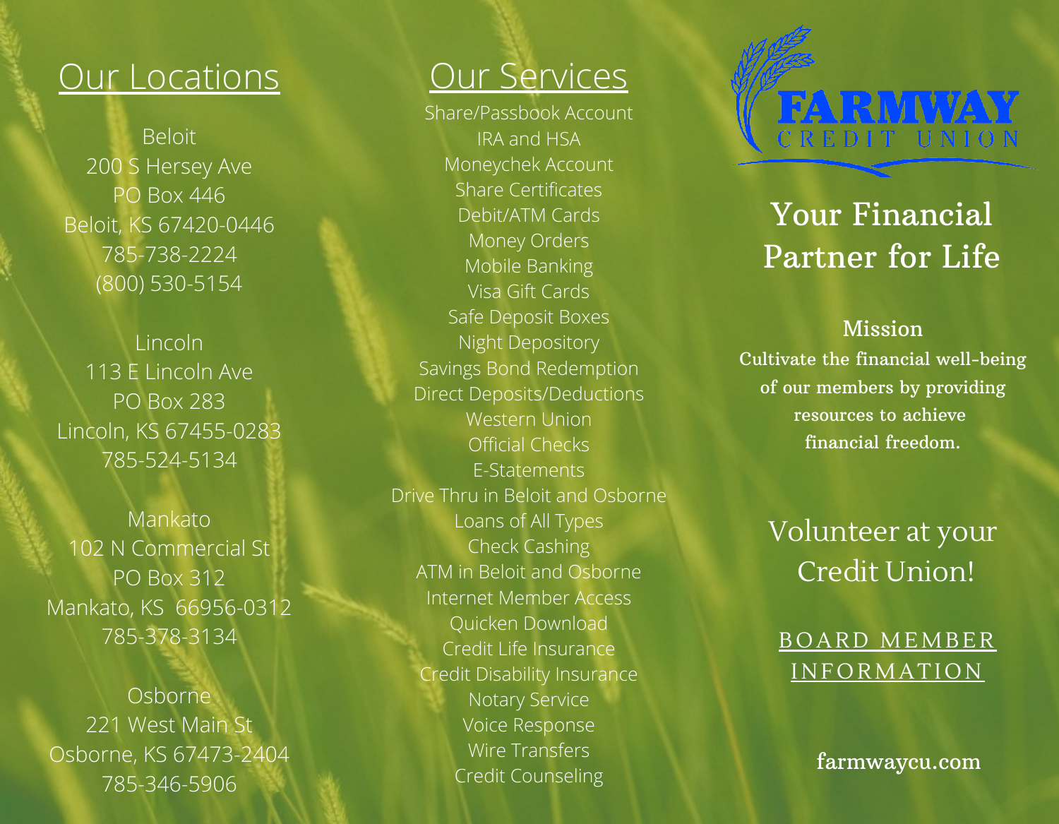## Our Locations

Beloit
200 S Hersey Ave
PO Box 446
Beloit, KS 67420-0446
785-738-2224
(800) 530-5154

Lincoln
113 E Lincoln Ave
PO Box 283
Lincoln, KS 67455-0283
785-524-5134

Mankato
102 N Commercial St
PO Box 312
Mankato, KS 66956-0312
785-378-3134

Osborne
221 West Main St
Osborne, KS 67473-2404
785-346-5906

## Our Services

Share/Passbook Account
IRA and HSA
Moneychek Account
Share Certificates
Debit/ATM Cards
Money Orders
Mobile Banking
Visa Gift Cards
Safe Deposit Boxes
Night Depository
Savings Bond Redemption
Direct Deposits/Deductions
Western Union
Official Checks
E-Statements
Drive Thru in Beloit and Osborne
Loans of All Types
Check Cashing
ATM in Beloit and Osborne
Internet Member Access
Quicken Download
Credit Life Insurance
Credit Disability Insurance
Notary Service
Voice Response
Wire Transfers
Credit Counseling

# FARMWAY CREDIT UNION

## Your Financial Partner for Life

### Mission

Cultivate the financial well-being of our members by providing resources to achieve financial freedom.

## Volunteer at your Credit Union!

BOARD MEMBER INFORMATION

farmwaycu.com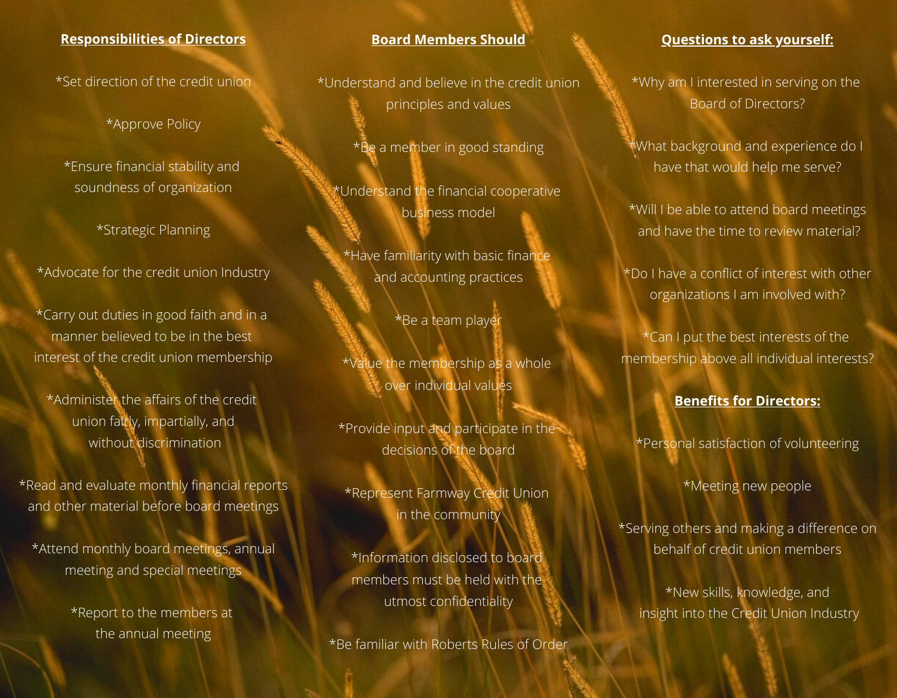## Responsibilities of Directors

*Set direction of the credit union

*Approve Policy

*Ensure financial stability and soundness of organization

*Strategic Planning

*Advocate for the credit union Industry

*Carry out duties in good faith and in a manner believed to be in the best interest of the credit union membership

*Administer the affairs of the credit union fairly, impartially, and without discrimination

*Read and evaluate monthly financial reports and other material before board meetings

*Attend monthly board meetings, annual meeting and special meetings

*Report to the members at the annual meeting

## Board Members Should

*Understand and believe in the credit union principles and values

*Be a member in good standing

*Understand the financial cooperative business model

*Have familiarity with basic finance and accounting practices

*Be a team player

*Value the membership as a whole over individual values

*Provide input and participate in the decisions of the board

*Represent Farmway Credit Union in the community

*Information disclosed to board members must be held with the utmost confidentiality

*Be familiar with Roberts Rules of Order

## Questions to ask yourself:

*Why am I interested in serving on the Board of Directors?

*What background and experience do I have that would help me serve?

*Will I be able to attend board meetings and have the time to review material?

*Do I have a conflict of interest with other organizations I am involved with?

*Can I put the best interests of the membership above all individual interests?

## Benefits for Directors:

*Personal satisfaction of volunteering

*Meeting new people

*Serving others and making a difference on behalf of credit union members

*New skills, knowledge, and insight into the Credit Union Industry